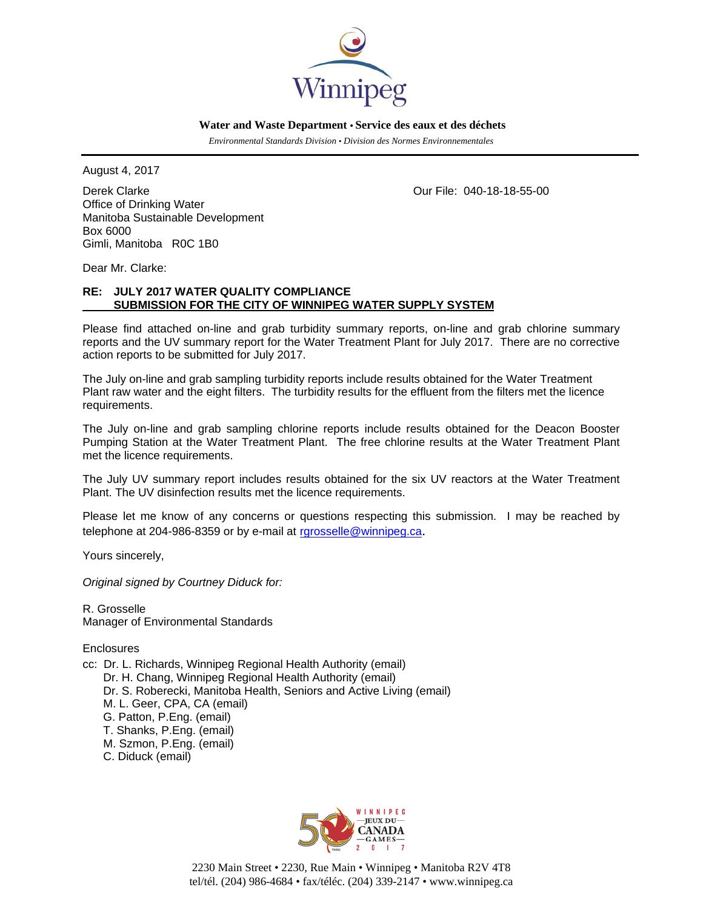Winnipeg

**Water and Waste Department • Service des eaux et des déchets**

*Environmental Standards Division • Division des Normes Environnementales*

August 4, 2017

Derek Clarke
Office of Drinking Water
Manitoba Sustainable Development
Box 6000
Gimli, Manitoba R0C 1B0

Our File: 040-18-18-55-00

Dear Mr. Clarke:

**RE: JULY 2017 WATER QUALITY COMPLIANCE SUBMISSION FOR THE CITY OF WINNIPEG WATER SUPPLY SYSTEM**

Please find attached on-line and grab turbidity summary reports, on-line and grab chlorine summary reports and the UV summary report for the Water Treatment Plant for July 2017. There are no corrective action reports to be submitted for July 2017.

The July on-line and grab sampling turbidity reports include results obtained for the Water Treatment Plant raw water and the eight filters. The turbidity results for the effluent from the filters met the licence requirements.

The July on-line and grab sampling chlorine reports include results obtained for the Deacon Booster Pumping Station at the Water Treatment Plant. The free chlorine results at the Water Treatment Plant met the licence requirements.

The July UV summary report includes results obtained for the six UV reactors at the Water Treatment Plant. The UV disinfection results met the licence requirements.

Please let me know of any concerns or questions respecting this submission. I may be reached by telephone at 204-986-8359 or by e-mail at rgrosselle@winnipeg.ca.

Yours sincerely,

*Original signed by Courtney Diduck for:*

R. Grosselle
Manager of Environmental Standards

Enclosures

cc: Dr. L. Richards, Winnipeg Regional Health Authority (email)
Dr. H. Chang, Winnipeg Regional Health Authority (email)
Dr. S. Roberecki, Manitoba Health, Seniors and Active Living (email)
M. L. Geer, CPA, CA (email)
G. Patton, P.Eng. (email)
T. Shanks, P.Eng. (email)
M. Szmon, P.Eng. (email)
C. Diduck (email)

2230 Main Street • 2230, Rue Main • Winnipeg • Manitoba R2V 4T8
tel/tél. (204) 986-4684 • fax/téléc. (204) 339-2147 • www.winnipeg.ca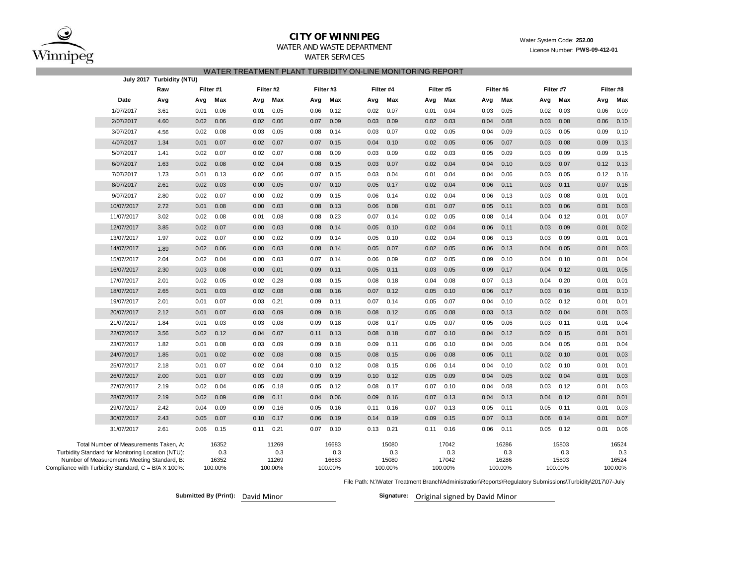# CITY OF WINNIPEG

WATER AND WASTE DEPARTMENT

WATER SERVICES

Water System Code: **252.00**

Licence Number: **PWS-09-412-01**

## WATER TREATMENT PLANT TURBIDITY ON-LINE MONITORING REPORT

| July 2017 | Turbidity (NTU) | | | | | | | | | | | | | | | | |
|---|---|---|---|---|---|---|---|---|---|---|---|---|---|---|---|---|---|
| | Raw | Filter #1 | | Filter #2 | | Filter #3 | | Filter #4 | | Filter #5 | | Filter #6 | | Filter #7 | | Filter #8 | |
| Date | Avg | Avg | Max | Avg | Max | Avg | Max | Avg | Max | Avg | Max | Avg | Max | Avg | Max | Avg | Max |
| 1/07/2017 | 3.61 | 0.01 | 0.06 | 0.01 | 0.05 | 0.06 | 0.12 | 0.02 | 0.07 | 0.01 | 0.04 | 0.03 | 0.05 | 0.02 | 0.03 | 0.06 | 0.09 |
| 2/07/2017 | 4.60 | 0.02 | 0.06 | 0.02 | 0.06 | 0.07 | 0.09 | 0.03 | 0.09 | 0.02 | 0.03 | 0.04 | 0.08 | 0.03 | 0.08 | 0.06 | 0.10 |
| 3/07/2017 | 4.56 | 0.02 | 0.08 | 0.03 | 0.05 | 0.08 | 0.14 | 0.03 | 0.07 | 0.02 | 0.05 | 0.04 | 0.09 | 0.03 | 0.05 | 0.09 | 0.10 |
| 4/07/2017 | 1.34 | 0.01 | 0.07 | 0.02 | 0.07 | 0.07 | 0.15 | 0.04 | 0.10 | 0.02 | 0.05 | 0.05 | 0.07 | 0.03 | 0.08 | 0.09 | 0.13 |
| 5/07/2017 | 1.41 | 0.02 | 0.07 | 0.02 | 0.07 | 0.08 | 0.09 | 0.03 | 0.09 | 0.02 | 0.03 | 0.05 | 0.09 | 0.03 | 0.09 | 0.09 | 0.15 |
| 6/07/2017 | 1.63 | 0.02 | 0.08 | 0.02 | 0.04 | 0.08 | 0.15 | 0.03 | 0.07 | 0.02 | 0.04 | 0.04 | 0.10 | 0.03 | 0.07 | 0.12 | 0.13 |
| 7/07/2017 | 1.73 | 0.01 | 0.13 | 0.02 | 0.06 | 0.07 | 0.15 | 0.03 | 0.04 | 0.01 | 0.04 | 0.04 | 0.06 | 0.03 | 0.05 | 0.12 | 0.16 |
| 8/07/2017 | 2.61 | 0.02 | 0.03 | 0.00 | 0.05 | 0.07 | 0.10 | 0.05 | 0.17 | 0.02 | 0.04 | 0.06 | 0.11 | 0.03 | 0.11 | 0.07 | 0.16 |
| 9/07/2017 | 2.80 | 0.02 | 0.07 | 0.00 | 0.02 | 0.09 | 0.15 | 0.06 | 0.14 | 0.02 | 0.04 | 0.06 | 0.13 | 0.03 | 0.08 | 0.01 | 0.01 |
| 10/07/2017 | 2.72 | 0.01 | 0.08 | 0.00 | 0.03 | 0.08 | 0.13 | 0.06 | 0.08 | 0.01 | 0.07 | 0.05 | 0.11 | 0.03 | 0.06 | 0.01 | 0.03 |
| 11/07/2017 | 3.02 | 0.02 | 0.08 | 0.01 | 0.08 | 0.08 | 0.23 | 0.07 | 0.14 | 0.02 | 0.05 | 0.08 | 0.14 | 0.04 | 0.12 | 0.01 | 0.07 |
| 12/07/2017 | 3.85 | 0.02 | 0.07 | 0.00 | 0.03 | 0.08 | 0.14 | 0.05 | 0.10 | 0.02 | 0.04 | 0.06 | 0.11 | 0.03 | 0.09 | 0.01 | 0.02 |
| 13/07/2017 | 1.97 | 0.02 | 0.07 | 0.00 | 0.02 | 0.09 | 0.14 | 0.05 | 0.10 | 0.02 | 0.04 | 0.06 | 0.13 | 0.03 | 0.09 | 0.01 | 0.01 |
| 14/07/2017 | 1.89 | 0.02 | 0.06 | 0.00 | 0.03 | 0.08 | 0.14 | 0.05 | 0.07 | 0.02 | 0.05 | 0.06 | 0.13 | 0.04 | 0.05 | 0.01 | 0.03 |
| 15/07/2017 | 2.04 | 0.02 | 0.04 | 0.00 | 0.03 | 0.07 | 0.14 | 0.06 | 0.09 | 0.02 | 0.05 | 0.09 | 0.10 | 0.04 | 0.10 | 0.01 | 0.04 |
| 16/07/2017 | 2.30 | 0.03 | 0.08 | 0.00 | 0.01 | 0.09 | 0.11 | 0.05 | 0.11 | 0.03 | 0.05 | 0.09 | 0.17 | 0.04 | 0.12 | 0.01 | 0.05 |
| 17/07/2017 | 2.01 | 0.02 | 0.05 | 0.02 | 0.28 | 0.08 | 0.15 | 0.08 | 0.18 | 0.04 | 0.08 | 0.07 | 0.13 | 0.04 | 0.20 | 0.01 | 0.01 |
| 18/07/2017 | 2.65 | 0.01 | 0.03 | 0.02 | 0.08 | 0.08 | 0.16 | 0.07 | 0.12 | 0.05 | 0.10 | 0.06 | 0.17 | 0.03 | 0.16 | 0.01 | 0.10 |
| 19/07/2017 | 2.01 | 0.01 | 0.07 | 0.03 | 0.21 | 0.09 | 0.11 | 0.07 | 0.14 | 0.05 | 0.07 | 0.04 | 0.10 | 0.02 | 0.12 | 0.01 | 0.01 |
| 20/07/2017 | 2.12 | 0.01 | 0.07 | 0.03 | 0.09 | 0.09 | 0.18 | 0.08 | 0.12 | 0.05 | 0.08 | 0.03 | 0.13 | 0.02 | 0.04 | 0.01 | 0.03 |
| 21/07/2017 | 1.84 | 0.01 | 0.03 | 0.03 | 0.08 | 0.09 | 0.18 | 0.08 | 0.17 | 0.05 | 0.07 | 0.05 | 0.06 | 0.03 | 0.11 | 0.01 | 0.04 |
| 22/07/2017 | 3.56 | 0.02 | 0.12 | 0.04 | 0.07 | 0.11 | 0.13 | 0.08 | 0.18 | 0.07 | 0.10 | 0.04 | 0.12 | 0.02 | 0.15 | 0.01 | 0.01 |
| 23/07/2017 | 1.82 | 0.01 | 0.08 | 0.03 | 0.09 | 0.09 | 0.18 | 0.09 | 0.11 | 0.06 | 0.10 | 0.04 | 0.06 | 0.04 | 0.05 | 0.01 | 0.04 |
| 24/07/2017 | 1.85 | 0.01 | 0.02 | 0.02 | 0.08 | 0.08 | 0.15 | 0.08 | 0.15 | 0.06 | 0.08 | 0.05 | 0.11 | 0.02 | 0.10 | 0.01 | 0.03 |
| 25/07/2017 | 2.18 | 0.01 | 0.07 | 0.02 | 0.04 | 0.10 | 0.12 | 0.08 | 0.15 | 0.06 | 0.14 | 0.04 | 0.10 | 0.02 | 0.10 | 0.01 | 0.01 |
| 26/07/2017 | 2.00 | 0.01 | 0.07 | 0.03 | 0.09 | 0.09 | 0.19 | 0.10 | 0.12 | 0.05 | 0.09 | 0.04 | 0.05 | 0.02 | 0.04 | 0.01 | 0.03 |
| 27/07/2017 | 2.19 | 0.02 | 0.04 | 0.05 | 0.18 | 0.05 | 0.12 | 0.08 | 0.17 | 0.07 | 0.10 | 0.04 | 0.08 | 0.03 | 0.12 | 0.01 | 0.03 |
| 28/07/2017 | 2.19 | 0.02 | 0.09 | 0.09 | 0.11 | 0.04 | 0.06 | 0.09 | 0.16 | 0.07 | 0.13 | 0.04 | 0.13 | 0.04 | 0.12 | 0.01 | 0.01 |
| 29/07/2017 | 2.42 | 0.04 | 0.09 | 0.09 | 0.16 | 0.05 | 0.16 | 0.11 | 0.16 | 0.07 | 0.13 | 0.05 | 0.11 | 0.05 | 0.11 | 0.01 | 0.03 |
| 30/07/2017 | 2.43 | 0.05 | 0.07 | 0.10 | 0.17 | 0.06 | 0.19 | 0.14 | 0.19 | 0.09 | 0.15 | 0.07 | 0.13 | 0.06 | 0.14 | 0.01 | 0.07 |
| 31/07/2017 | 2.61 | 0.06 | 0.15 | 0.11 | 0.21 | 0.07 | 0.10 | 0.13 | 0.21 | 0.11 | 0.16 | 0.06 | 0.11 | 0.05 | 0.12 | 0.01 | 0.06 |
| Total Number of Measurements Taken, A: | | 16352 | | 11269 | | 16683 | | 15080 | | 17042 | | 16286 | | 15803 | | 16524 | |
| Turbidity Standard for Monitoring Location (NTU): | | 0.3 | | 0.3 | | 0.3 | | 0.3 | | 0.3 | | 0.3 | | 0.3 | | 0.3 | |
| Number of Measurements Meeting Standard, B: | | 16352 | | 11269 | | 16683 | | 15080 | | 17042 | | 16286 | | 15803 | | 16524 | |
| Compliance with Turbidity Standard, C = B/A X 100%: | | 100.00% | | 100.00% | | 100.00% | | 100.00% | | 100.00% | | 100.00% | | 100.00% | | 100.00% | |

File Path: N:\Water Treatment Branch\Administration\Reports\Regulatory Submissions\Turbidity\2017\07-July

**Submitted By (Print):** David Minor

**Signature:** Original signed by David Minor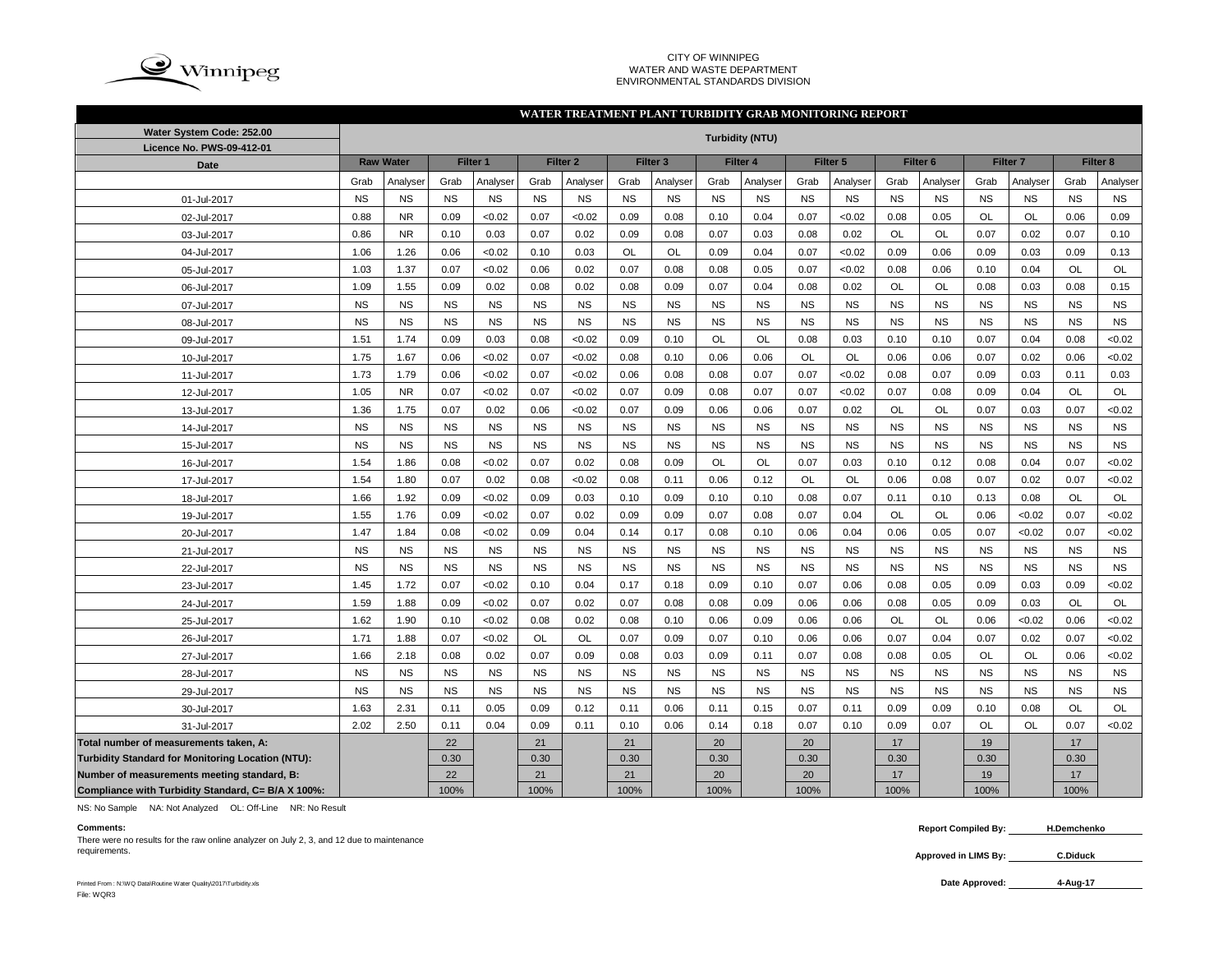CITY OF WINNIPEG
WATER AND WASTE DEPARTMENT
ENVIRONMENTAL STANDARDS DIVISION

## WATER TREATMENT PLANT TURBIDITY GRAB MONITORING REPORT

| Water System Code: 252.00 / Licence No. PWS-09-412-01 | Turbidity (NTU) | | | | | | | | | | | | | | | | | |
|---|---|---|---|---|---|---|---|---|---|---|---|---|---|---|---|---|---|---|
| Date | Raw Water | | Filter 1 | | Filter 2 | | Filter 3 | | Filter 4 | | Filter 5 | | Filter 6 | | Filter 7 | | Filter 8 | |
| | Grab | Analyser | Grab | Analyser | Grab | Analyser | Grab | Analyser | Grab | Analyser | Grab | Analyser | Grab | Analyser | Grab | Analyser | Grab | Analyser |
| 01-Jul-2017 | NS | NS | NS | NS | NS | NS | NS | NS | NS | NS | NS | NS | NS | NS | NS | NS | NS | NS |
| 02-Jul-2017 | 0.88 | NR | 0.09 | <0.02 | 0.07 | <0.02 | 0.09 | 0.08 | 0.10 | 0.04 | 0.07 | <0.02 | 0.08 | 0.05 | OL | OL | 0.06 | 0.09 |
| 03-Jul-2017 | 0.86 | NR | 0.10 | 0.03 | 0.07 | 0.02 | 0.09 | 0.08 | 0.07 | 0.03 | 0.08 | 0.02 | OL | OL | 0.07 | 0.02 | 0.07 | 0.10 |
| 04-Jul-2017 | 1.06 | 1.26 | 0.06 | <0.02 | 0.10 | 0.03 | OL | OL | 0.09 | 0.04 | 0.07 | <0.02 | 0.09 | 0.06 | 0.09 | 0.03 | 0.09 | 0.13 |
| 05-Jul-2017 | 1.03 | 1.37 | 0.07 | <0.02 | 0.06 | 0.02 | 0.07 | 0.08 | 0.08 | 0.05 | 0.07 | <0.02 | 0.08 | 0.06 | 0.10 | 0.04 | OL | OL |
| 06-Jul-2017 | 1.09 | 1.55 | 0.09 | 0.02 | 0.08 | 0.02 | 0.08 | 0.09 | 0.07 | 0.04 | 0.08 | 0.02 | OL | OL | 0.08 | 0.03 | 0.08 | 0.15 |
| 07-Jul-2017 | NS | NS | NS | NS | NS | NS | NS | NS | NS | NS | NS | NS | NS | NS | NS | NS | NS | NS |
| 08-Jul-2017 | NS | NS | NS | NS | NS | NS | NS | NS | NS | NS | NS | NS | NS | NS | NS | NS | NS | NS |
| 09-Jul-2017 | 1.51 | 1.74 | 0.09 | 0.03 | 0.08 | <0.02 | 0.09 | 0.10 | OL | OL | 0.08 | 0.03 | 0.10 | 0.10 | 0.07 | 0.04 | 0.08 | <0.02 |
| 10-Jul-2017 | 1.75 | 1.67 | 0.06 | <0.02 | 0.07 | <0.02 | 0.08 | 0.10 | 0.06 | 0.06 | OL | OL | 0.06 | 0.06 | 0.07 | 0.02 | 0.06 | <0.02 |
| 11-Jul-2017 | 1.73 | 1.79 | 0.06 | <0.02 | 0.07 | <0.02 | 0.06 | 0.08 | 0.08 | 0.07 | 0.07 | <0.02 | 0.08 | 0.07 | 0.09 | 0.03 | 0.11 | 0.03 |
| 12-Jul-2017 | 1.05 | NR | 0.07 | <0.02 | 0.07 | <0.02 | 0.07 | 0.09 | 0.08 | 0.07 | 0.07 | <0.02 | 0.07 | 0.08 | 0.09 | 0.04 | OL | OL |
| 13-Jul-2017 | 1.36 | 1.75 | 0.07 | 0.02 | 0.06 | <0.02 | 0.07 | 0.09 | 0.06 | 0.06 | 0.07 | 0.02 | OL | OL | 0.07 | 0.03 | 0.07 | <0.02 |
| 14-Jul-2017 | NS | NS | NS | NS | NS | NS | NS | NS | NS | NS | NS | NS | NS | NS | NS | NS | NS | NS |
| 15-Jul-2017 | NS | NS | NS | NS | NS | NS | NS | NS | NS | NS | NS | NS | NS | NS | NS | NS | NS | NS |
| 16-Jul-2017 | 1.54 | 1.86 | 0.08 | <0.02 | 0.07 | 0.02 | 0.08 | 0.09 | OL | OL | 0.07 | 0.03 | 0.10 | 0.12 | 0.08 | 0.04 | 0.07 | <0.02 |
| 17-Jul-2017 | 1.54 | 1.80 | 0.07 | 0.02 | 0.08 | <0.02 | 0.08 | 0.11 | 0.06 | 0.12 | OL | OL | 0.06 | 0.08 | 0.07 | 0.02 | 0.07 | <0.02 |
| 18-Jul-2017 | 1.66 | 1.92 | 0.09 | <0.02 | 0.09 | 0.03 | 0.10 | 0.09 | 0.10 | 0.10 | 0.08 | 0.07 | 0.11 | 0.10 | 0.13 | 0.08 | OL | OL |
| 19-Jul-2017 | 1.55 | 1.76 | 0.09 | <0.02 | 0.07 | 0.02 | 0.09 | 0.09 | 0.07 | 0.08 | 0.07 | 0.04 | OL | OL | 0.06 | <0.02 | 0.07 | <0.02 |
| 20-Jul-2017 | 1.47 | 1.84 | 0.08 | <0.02 | 0.09 | 0.04 | 0.14 | 0.17 | 0.08 | 0.10 | 0.06 | 0.04 | 0.06 | 0.05 | 0.07 | <0.02 | 0.07 | <0.02 |
| 21-Jul-2017 | NS | NS | NS | NS | NS | NS | NS | NS | NS | NS | NS | NS | NS | NS | NS | NS | NS | NS |
| 22-Jul-2017 | NS | NS | NS | NS | NS | NS | NS | NS | NS | NS | NS | NS | NS | NS | NS | NS | NS | NS |
| 23-Jul-2017 | 1.45 | 1.72 | 0.07 | <0.02 | 0.10 | 0.04 | 0.17 | 0.18 | 0.09 | 0.10 | 0.07 | 0.06 | 0.08 | 0.05 | 0.09 | 0.03 | 0.09 | <0.02 |
| 24-Jul-2017 | 1.59 | 1.88 | 0.09 | <0.02 | 0.07 | 0.02 | 0.07 | 0.08 | 0.08 | 0.09 | 0.06 | 0.06 | 0.08 | 0.05 | 0.09 | 0.03 | OL | OL |
| 25-Jul-2017 | 1.62 | 1.90 | 0.10 | <0.02 | 0.08 | 0.02 | 0.08 | 0.10 | 0.06 | 0.09 | 0.06 | 0.06 | OL | OL | 0.06 | <0.02 | 0.06 | <0.02 |
| 26-Jul-2017 | 1.71 | 1.88 | 0.07 | <0.02 | OL | OL | 0.07 | 0.09 | 0.07 | 0.10 | 0.06 | 0.06 | 0.07 | 0.04 | 0.07 | 0.02 | 0.07 | <0.02 |
| 27-Jul-2017 | 1.66 | 2.18 | 0.08 | 0.02 | 0.07 | 0.09 | 0.08 | 0.03 | 0.09 | 0.11 | 0.07 | 0.08 | 0.08 | 0.05 | OL | OL | 0.06 | <0.02 |
| 28-Jul-2017 | NS | NS | NS | NS | NS | NS | NS | NS | NS | NS | NS | NS | NS | NS | NS | NS | NS | NS |
| 29-Jul-2017 | NS | NS | NS | NS | NS | NS | NS | NS | NS | NS | NS | NS | NS | NS | NS | NS | NS | NS |
| 30-Jul-2017 | 1.63 | 2.31 | 0.11 | 0.05 | 0.09 | 0.12 | 0.11 | 0.06 | 0.11 | 0.15 | 0.07 | 0.11 | 0.09 | 0.09 | 0.10 | 0.08 | OL | OL |
| 31-Jul-2017 | 2.02 | 2.50 | 0.11 | 0.04 | 0.09 | 0.11 | 0.10 | 0.06 | 0.14 | 0.18 | 0.07 | 0.10 | 0.09 | 0.07 | OL | OL | 0.07 | <0.02 |
| Total number of measurements taken, A: | | | 22 | | 21 | | 21 | | 20 | | 20 | | 17 | | 19 | | 17 | |
| Turbidity Standard for Monitoring Location (NTU): | | | 0.30 | | 0.30 | | 0.30 | | 0.30 | | 0.30 | | 0.30 | | 0.30 | | 0.30 | |
| Number of measurements meeting standard, B: | | | 22 | | 21 | | 21 | | 20 | | 20 | | 17 | | 19 | | 17 | |
| Compliance with Turbidity Standard, C= B/A X 100%: | | | 100% | | 100% | | 100% | | 100% | | 100% | | 100% | | 100% | | 100% | |

NS: No Sample NA: Not Analyzed OL: Off-Line NR: No Result

**Comments:**

There were no results for the raw online analyzer on July 2, 3, and 12 due to maintenance requirements.

**Report Compiled By:** H.Demchenko

**Approved in LIMS By:** C.Diduck

**Date Approved:** 4-Aug-17

Printed From : N:\WQ Data\Routine Water Quality\2017\Turbidity.xls
File: WQR3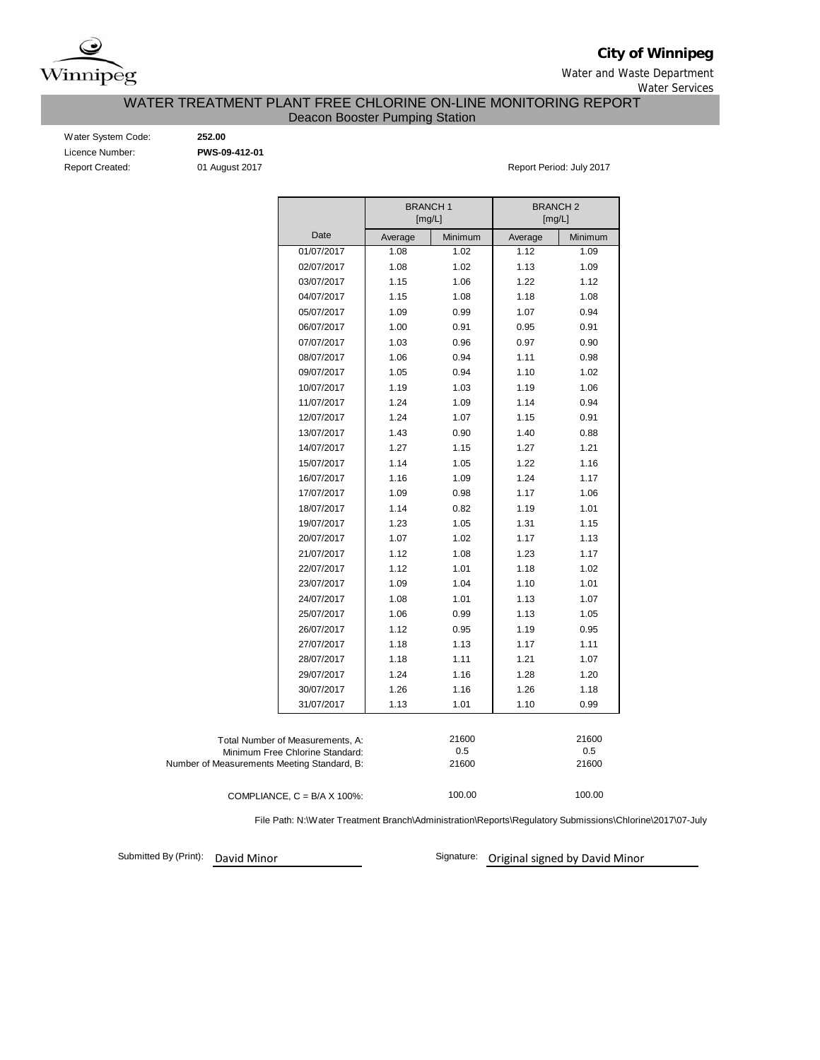**City of Winnipeg**

Water and Waste Department

Water Services

# WATER TREATMENT PLANT FREE CHLORINE ON-LINE MONITORING REPORT

## Deacon Booster Pumping Station

Water System Code: **252.00**

Licence Number: **PWS-09-412-01**

Report Created: 01 August 2017

Report Period: July 2017

| | BRANCH 1 [mg/L] | | BRANCH 2 [mg/L] | |
|---|---|---|---|---|
| Date | Average | Minimum | Average | Minimum |
| 01/07/2017 | 1.08 | 1.02 | 1.12 | 1.09 |
| 02/07/2017 | 1.08 | 1.02 | 1.13 | 1.09 |
| 03/07/2017 | 1.15 | 1.06 | 1.22 | 1.12 |
| 04/07/2017 | 1.15 | 1.08 | 1.18 | 1.08 |
| 05/07/2017 | 1.09 | 0.99 | 1.07 | 0.94 |
| 06/07/2017 | 1.00 | 0.91 | 0.95 | 0.91 |
| 07/07/2017 | 1.03 | 0.96 | 0.97 | 0.90 |
| 08/07/2017 | 1.06 | 0.94 | 1.11 | 0.98 |
| 09/07/2017 | 1.05 | 0.94 | 1.10 | 1.02 |
| 10/07/2017 | 1.19 | 1.03 | 1.19 | 1.06 |
| 11/07/2017 | 1.24 | 1.09 | 1.14 | 0.94 |
| 12/07/2017 | 1.24 | 1.07 | 1.15 | 0.91 |
| 13/07/2017 | 1.43 | 0.90 | 1.40 | 0.88 |
| 14/07/2017 | 1.27 | 1.15 | 1.27 | 1.21 |
| 15/07/2017 | 1.14 | 1.05 | 1.22 | 1.16 |
| 16/07/2017 | 1.16 | 1.09 | 1.24 | 1.17 |
| 17/07/2017 | 1.09 | 0.98 | 1.17 | 1.06 |
| 18/07/2017 | 1.14 | 0.82 | 1.19 | 1.01 |
| 19/07/2017 | 1.23 | 1.05 | 1.31 | 1.15 |
| 20/07/2017 | 1.07 | 1.02 | 1.17 | 1.13 |
| 21/07/2017 | 1.12 | 1.08 | 1.23 | 1.17 |
| 22/07/2017 | 1.12 | 1.01 | 1.18 | 1.02 |
| 23/07/2017 | 1.09 | 1.04 | 1.10 | 1.01 |
| 24/07/2017 | 1.08 | 1.01 | 1.13 | 1.07 |
| 25/07/2017 | 1.06 | 0.99 | 1.13 | 1.05 |
| 26/07/2017 | 1.12 | 0.95 | 1.19 | 0.95 |
| 27/07/2017 | 1.18 | 1.13 | 1.17 | 1.11 |
| 28/07/2017 | 1.18 | 1.11 | 1.21 | 1.07 |
| 29/07/2017 | 1.24 | 1.16 | 1.28 | 1.20 |
| 30/07/2017 | 1.26 | 1.16 | 1.26 | 1.18 |
| 31/07/2017 | 1.13 | 1.01 | 1.10 | 0.99 |

| | Branch 1 | Branch 2 |
|---|---|---|
| Total Number of Measurements, A: | 21600 | 21600 |
| Minimum Free Chlorine Standard: | 0.5 | 0.5 |
| Number of Measurements Meeting Standard, B: | 21600 | 21600 |
| COMPLIANCE, C = B/A X 100%: | 100.00 | 100.00 |

File Path: N:\Water Treatment Branch\Administration\Reports\Regulatory Submissions\Chlorine\2017\07-July

Submitted By (Print): David Minor

Signature: Original signed by David Minor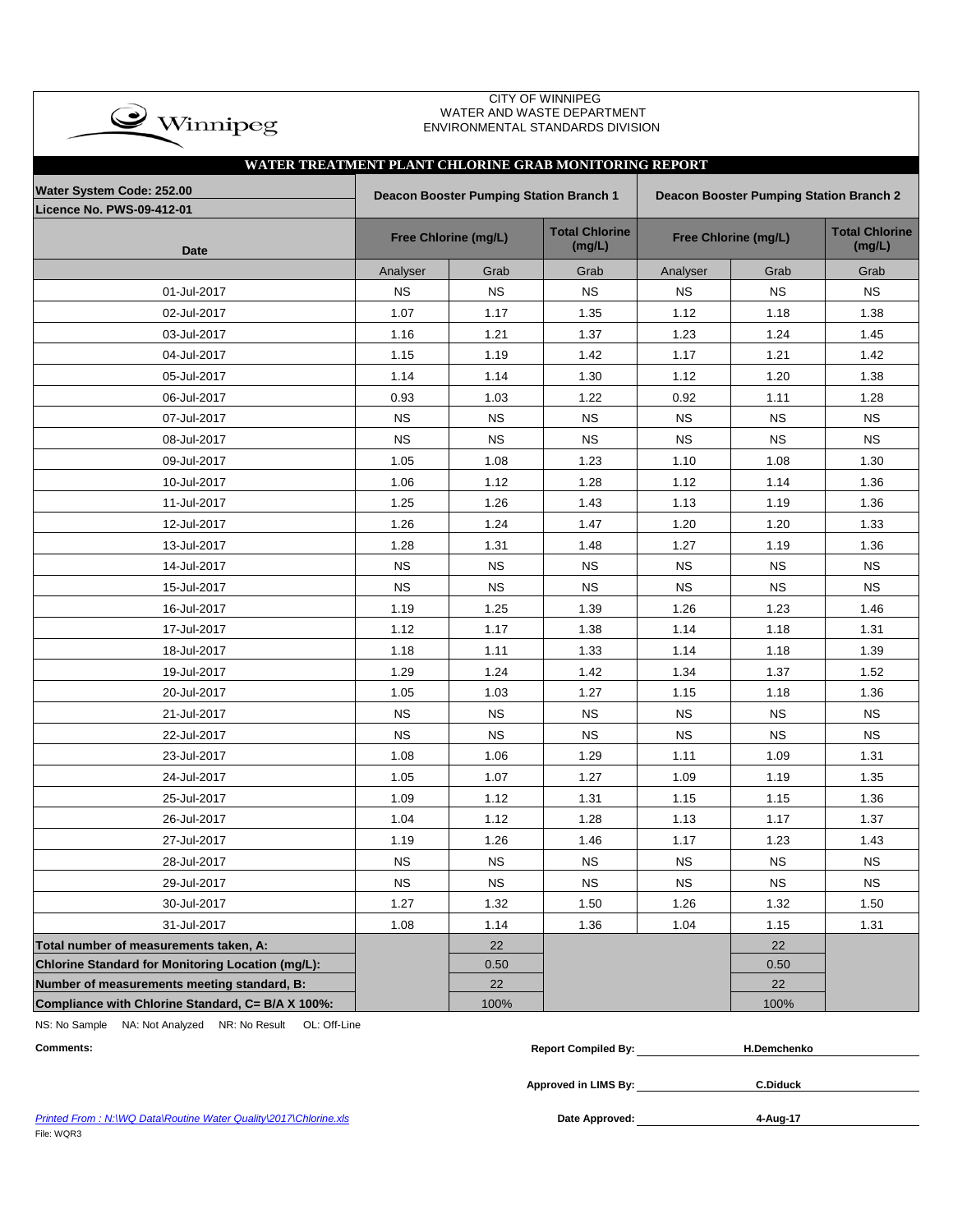CITY OF WINNIPEG
WATER AND WASTE DEPARTMENT
ENVIRONMENTAL STANDARDS DIVISION

## WATER TREATMENT PLANT CHLORINE GRAB MONITORING REPORT

| Water System Code: 252.00 / Licence No. PWS-09-412-01 | Deacon Booster Pumping Station Branch 1 | | | Deacon Booster Pumping Station Branch 2 | | |
|---|---|---|---|---|---|---|
| Date | Free Chlorine (mg/L) | | Total Chlorine (mg/L) | Free Chlorine (mg/L) | | Total Chlorine (mg/L) |
| | Analyser | Grab | Grab | Analyser | Grab | Grab |
| 01-Jul-2017 | NS | NS | NS | NS | NS | NS |
| 02-Jul-2017 | 1.07 | 1.17 | 1.35 | 1.12 | 1.18 | 1.38 |
| 03-Jul-2017 | 1.16 | 1.21 | 1.37 | 1.23 | 1.24 | 1.45 |
| 04-Jul-2017 | 1.15 | 1.19 | 1.42 | 1.17 | 1.21 | 1.42 |
| 05-Jul-2017 | 1.14 | 1.14 | 1.30 | 1.12 | 1.20 | 1.38 |
| 06-Jul-2017 | 0.93 | 1.03 | 1.22 | 0.92 | 1.11 | 1.28 |
| 07-Jul-2017 | NS | NS | NS | NS | NS | NS |
| 08-Jul-2017 | NS | NS | NS | NS | NS | NS |
| 09-Jul-2017 | 1.05 | 1.08 | 1.23 | 1.10 | 1.08 | 1.30 |
| 10-Jul-2017 | 1.06 | 1.12 | 1.28 | 1.12 | 1.14 | 1.36 |
| 11-Jul-2017 | 1.25 | 1.26 | 1.43 | 1.13 | 1.19 | 1.36 |
| 12-Jul-2017 | 1.26 | 1.24 | 1.47 | 1.20 | 1.20 | 1.33 |
| 13-Jul-2017 | 1.28 | 1.31 | 1.48 | 1.27 | 1.19 | 1.36 |
| 14-Jul-2017 | NS | NS | NS | NS | NS | NS |
| 15-Jul-2017 | NS | NS | NS | NS | NS | NS |
| 16-Jul-2017 | 1.19 | 1.25 | 1.39 | 1.26 | 1.23 | 1.46 |
| 17-Jul-2017 | 1.12 | 1.17 | 1.38 | 1.14 | 1.18 | 1.31 |
| 18-Jul-2017 | 1.18 | 1.11 | 1.33 | 1.14 | 1.18 | 1.39 |
| 19-Jul-2017 | 1.29 | 1.24 | 1.42 | 1.34 | 1.37 | 1.52 |
| 20-Jul-2017 | 1.05 | 1.03 | 1.27 | 1.15 | 1.18 | 1.36 |
| 21-Jul-2017 | NS | NS | NS | NS | NS | NS |
| 22-Jul-2017 | NS | NS | NS | NS | NS | NS |
| 23-Jul-2017 | 1.08 | 1.06 | 1.29 | 1.11 | 1.09 | 1.31 |
| 24-Jul-2017 | 1.05 | 1.07 | 1.27 | 1.09 | 1.19 | 1.35 |
| 25-Jul-2017 | 1.09 | 1.12 | 1.31 | 1.15 | 1.15 | 1.36 |
| 26-Jul-2017 | 1.04 | 1.12 | 1.28 | 1.13 | 1.17 | 1.37 |
| 27-Jul-2017 | 1.19 | 1.26 | 1.46 | 1.17 | 1.23 | 1.43 |
| 28-Jul-2017 | NS | NS | NS | NS | NS | NS |
| 29-Jul-2017 | NS | NS | NS | NS | NS | NS |
| 30-Jul-2017 | 1.27 | 1.32 | 1.50 | 1.26 | 1.32 | 1.50 |
| 31-Jul-2017 | 1.08 | 1.14 | 1.36 | 1.04 | 1.15 | 1.31 |
| **Total number of measurements taken, A:** | | 22 | | | 22 | |
| **Chlorine Standard for Monitoring Location (mg/L):** | | 0.50 | | | 0.50 | |
| **Number of measurements meeting standard, B:** | | 22 | | | 22 | |
| **Compliance with Chlorine Standard, C= B/A X 100%:** | | 100% | | | 100% | |

NS: No Sample NA: Not Analyzed NR: No Result OL: Off-Line

**Comments:**

**Report Compiled By:** H.Demchenko

**Approved in LIMS By:** C.Diduck

**Date Approved:** 4-Aug-17

*Printed From : N:\WQ Data\Routine Water Quality\2017\Chlorine.xls*

File: WQR3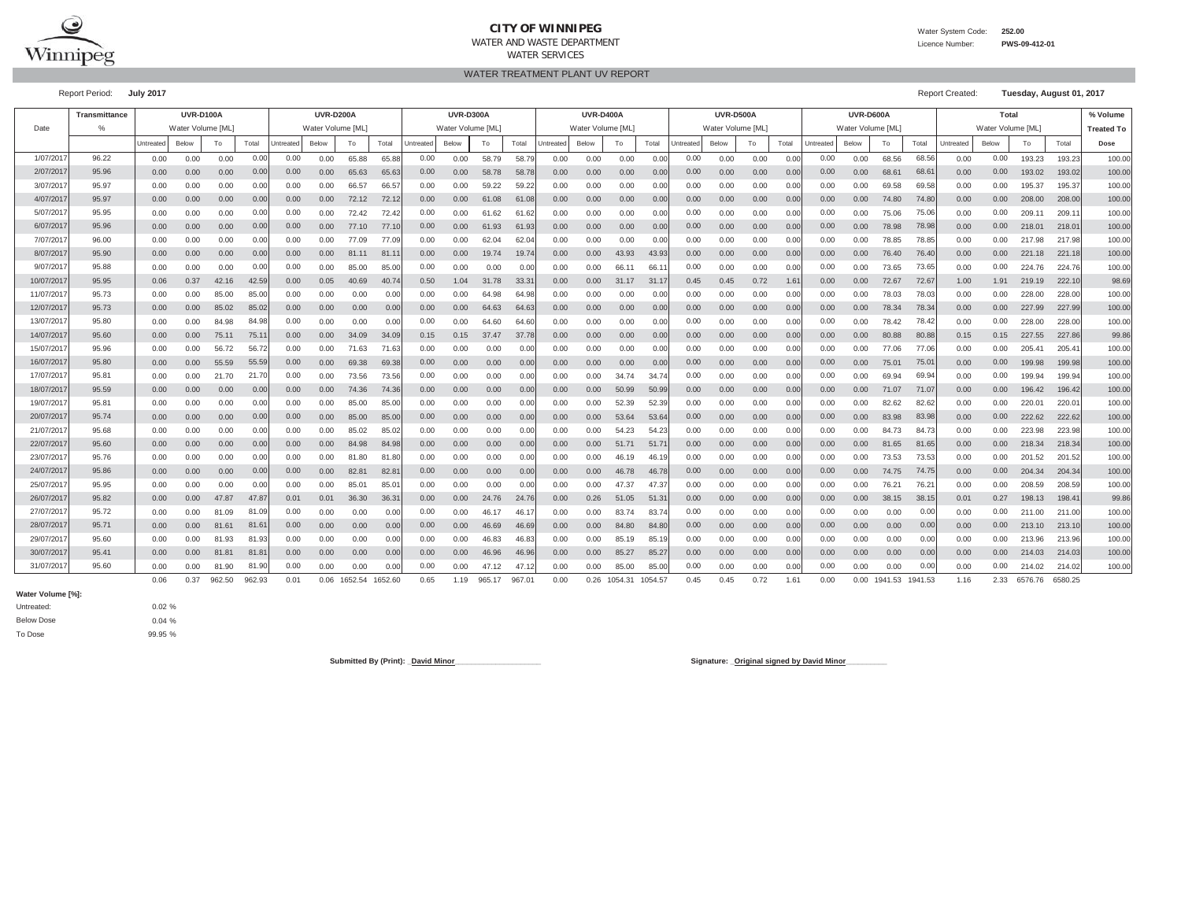**CITY OF WINNIPEG**
WATER AND WASTE DEPARTMENT
WATER SERVICES

Water System Code: **252.00**
Licence Number: **PWS-09-412-01**

WATER TREATMENT PLANT UV REPORT

Report Period: **July 2017**

Report Created: **Tuesday, August 01, 2017**

| Date | Transmittance | UVR-D100A | | | | UVR-D200A | | | | UVR-D300A | | | | UVR-D400A | | | | UVR-D500A | | | | UVR-D600A | | | | Total | | | | % Volume |
|---|---|---|---|---|---|---|---|---|---|---|---|---|---|---|---|---|---|---|---|---|---|---|---|---|---|---|---|---|---|---|
| | % | Water Volume [ML] | | | | Water Volume [ML] | | | | Water Volume [ML] | | | | Water Volume [ML] | | | | Water Volume [ML] | | | | Water Volume [ML] | | | | Water Volume [ML] | | | | Treated To |
| | | Untreated | Below | To | Total | Untreated | Below | To | Total | Untreated | Below | To | Total | Untreated | Below | To | Total | Untreated | Below | To | Total | Untreated | Below | To | Total | Untreated | Below | To | Total | Dose |
| 1/07/2017 | 96.22 | 0.00 | 0.00 | 0.00 | 0.00 | 0.00 | 0.00 | 65.88 | 65.88 | 0.00 | 0.00 | 58.79 | 58.79 | 0.00 | 0.00 | 0.00 | 0.00 | 0.00 | 0.00 | 0.00 | 0.00 | 0.00 | 0.00 | 68.56 | 68.56 | 0.00 | 0.00 | 193.23 | 193.23 | 100.00 |
| 2/07/2017 | 95.96 | 0.00 | 0.00 | 0.00 | 0.00 | 0.00 | 0.00 | 65.63 | 65.63 | 0.00 | 0.00 | 58.78 | 58.78 | 0.00 | 0.00 | 0.00 | 0.00 | 0.00 | 0.00 | 0.00 | 0.00 | 0.00 | 0.00 | 68.61 | 68.61 | 0.00 | 0.00 | 193.02 | 193.02 | 100.00 |
| 3/07/2017 | 95.97 | 0.00 | 0.00 | 0.00 | 0.00 | 0.00 | 0.00 | 66.57 | 66.57 | 0.00 | 0.00 | 59.22 | 59.22 | 0.00 | 0.00 | 0.00 | 0.00 | 0.00 | 0.00 | 0.00 | 0.00 | 0.00 | 0.00 | 69.58 | 69.58 | 0.00 | 0.00 | 195.37 | 195.37 | 100.00 |
| 4/07/2017 | 95.97 | 0.00 | 0.00 | 0.00 | 0.00 | 0.00 | 0.00 | 72.12 | 72.12 | 0.00 | 0.00 | 61.08 | 61.08 | 0.00 | 0.00 | 0.00 | 0.00 | 0.00 | 0.00 | 0.00 | 0.00 | 0.00 | 0.00 | 74.80 | 74.80 | 0.00 | 0.00 | 208.00 | 208.00 | 100.00 |
| 5/07/2017 | 95.95 | 0.00 | 0.00 | 0.00 | 0.00 | 0.00 | 0.00 | 72.42 | 72.42 | 0.00 | 0.00 | 61.62 | 61.62 | 0.00 | 0.00 | 0.00 | 0.00 | 0.00 | 0.00 | 0.00 | 0.00 | 0.00 | 0.00 | 75.06 | 75.06 | 0.00 | 0.00 | 209.11 | 209.11 | 100.00 |
| 6/07/2017 | 95.96 | 0.00 | 0.00 | 0.00 | 0.00 | 0.00 | 0.00 | 77.10 | 77.10 | 0.00 | 0.00 | 61.93 | 61.93 | 0.00 | 0.00 | 0.00 | 0.00 | 0.00 | 0.00 | 0.00 | 0.00 | 0.00 | 0.00 | 78.98 | 78.98 | 0.00 | 0.00 | 218.01 | 218.01 | 100.00 |
| 7/07/2017 | 96.00 | 0.00 | 0.00 | 0.00 | 0.00 | 0.00 | 0.00 | 77.09 | 77.09 | 0.00 | 0.00 | 62.04 | 62.04 | 0.00 | 0.00 | 0.00 | 0.00 | 0.00 | 0.00 | 0.00 | 0.00 | 0.00 | 0.00 | 78.85 | 78.85 | 0.00 | 0.00 | 217.98 | 217.98 | 100.00 |
| 8/07/2017 | 95.90 | 0.00 | 0.00 | 0.00 | 0.00 | 0.00 | 0.00 | 81.11 | 81.11 | 0.00 | 0.00 | 19.74 | 19.74 | 0.00 | 0.00 | 43.93 | 43.93 | 0.00 | 0.00 | 0.00 | 0.00 | 0.00 | 0.00 | 76.40 | 76.40 | 0.00 | 0.00 | 221.18 | 221.18 | 100.00 |
| 9/07/2017 | 95.88 | 0.00 | 0.00 | 0.00 | 0.00 | 0.00 | 0.00 | 85.00 | 85.00 | 0.00 | 0.00 | 0.00 | 0.00 | 0.00 | 0.00 | 66.11 | 66.11 | 0.00 | 0.00 | 0.00 | 0.00 | 0.00 | 0.00 | 73.65 | 73.65 | 0.00 | 0.00 | 224.76 | 224.76 | 100.00 |
| 10/07/2017 | 95.95 | 0.06 | 0.37 | 42.16 | 42.59 | 0.00 | 0.05 | 40.69 | 40.74 | 0.50 | 1.04 | 31.78 | 33.31 | 0.00 | 0.00 | 31.17 | 31.17 | 0.45 | 0.45 | 0.72 | 1.61 | 0.00 | 0.00 | 72.67 | 72.67 | 1.00 | 1.91 | 219.19 | 222.10 | 98.69 |
| 11/07/2017 | 95.73 | 0.00 | 0.00 | 85.00 | 85.00 | 0.00 | 0.00 | 0.00 | 0.00 | 0.00 | 0.00 | 64.98 | 64.98 | 0.00 | 0.00 | 0.00 | 0.00 | 0.00 | 0.00 | 0.00 | 0.00 | 0.00 | 0.00 | 78.03 | 78.03 | 0.00 | 0.00 | 228.00 | 228.00 | 100.00 |
| 12/07/2017 | 95.73 | 0.00 | 0.00 | 85.02 | 85.02 | 0.00 | 0.00 | 0.00 | 0.00 | 0.00 | 0.00 | 64.63 | 64.63 | 0.00 | 0.00 | 0.00 | 0.00 | 0.00 | 0.00 | 0.00 | 0.00 | 0.00 | 0.00 | 78.34 | 78.34 | 0.00 | 0.00 | 227.99 | 227.99 | 100.00 |
| 13/07/2017 | 95.80 | 0.00 | 0.00 | 84.98 | 84.98 | 0.00 | 0.00 | 0.00 | 0.00 | 0.00 | 0.00 | 64.60 | 64.60 | 0.00 | 0.00 | 0.00 | 0.00 | 0.00 | 0.00 | 0.00 | 0.00 | 0.00 | 0.00 | 78.42 | 78.42 | 0.00 | 0.00 | 228.00 | 228.00 | 100.00 |
| 14/07/2017 | 95.60 | 0.00 | 0.00 | 75.11 | 75.11 | 0.00 | 0.00 | 34.09 | 34.09 | 0.15 | 0.15 | 37.47 | 37.78 | 0.00 | 0.00 | 0.00 | 0.00 | 0.00 | 0.00 | 0.00 | 0.00 | 0.00 | 0.00 | 80.88 | 80.88 | 0.15 | 0.15 | 227.55 | 227.86 | 99.86 |
| 15/07/2017 | 95.96 | 0.00 | 0.00 | 56.72 | 56.72 | 0.00 | 0.00 | 71.63 | 71.63 | 0.00 | 0.00 | 0.00 | 0.00 | 0.00 | 0.00 | 0.00 | 0.00 | 0.00 | 0.00 | 0.00 | 0.00 | 0.00 | 0.00 | 77.06 | 77.06 | 0.00 | 0.00 | 205.41 | 205.41 | 100.00 |
| 16/07/2017 | 95.80 | 0.00 | 0.00 | 55.59 | 55.59 | 0.00 | 0.00 | 69.38 | 69.38 | 0.00 | 0.00 | 0.00 | 0.00 | 0.00 | 0.00 | 0.00 | 0.00 | 0.00 | 0.00 | 0.00 | 0.00 | 0.00 | 0.00 | 75.01 | 75.01 | 0.00 | 0.00 | 199.98 | 199.98 | 100.00 |
| 17/07/2017 | 95.81 | 0.00 | 0.00 | 21.70 | 21.70 | 0.00 | 0.00 | 73.56 | 73.56 | 0.00 | 0.00 | 0.00 | 0.00 | 0.00 | 0.00 | 34.74 | 34.74 | 0.00 | 0.00 | 0.00 | 0.00 | 0.00 | 0.00 | 69.94 | 69.94 | 0.00 | 0.00 | 199.94 | 199.94 | 100.00 |
| 18/07/2017 | 95.59 | 0.00 | 0.00 | 0.00 | 0.00 | 0.00 | 0.00 | 74.36 | 74.36 | 0.00 | 0.00 | 0.00 | 0.00 | 0.00 | 0.00 | 50.99 | 50.99 | 0.00 | 0.00 | 0.00 | 0.00 | 0.00 | 0.00 | 71.07 | 71.07 | 0.00 | 0.00 | 196.42 | 196.42 | 100.00 |
| 19/07/2017 | 95.81 | 0.00 | 0.00 | 0.00 | 0.00 | 0.00 | 0.00 | 85.00 | 85.00 | 0.00 | 0.00 | 0.00 | 0.00 | 0.00 | 0.00 | 52.39 | 52.39 | 0.00 | 0.00 | 0.00 | 0.00 | 0.00 | 0.00 | 82.62 | 82.62 | 0.00 | 0.00 | 220.01 | 220.01 | 100.00 |
| 20/07/2017 | 95.74 | 0.00 | 0.00 | 0.00 | 0.00 | 0.00 | 0.00 | 85.00 | 85.00 | 0.00 | 0.00 | 0.00 | 0.00 | 0.00 | 0.00 | 53.64 | 53.64 | 0.00 | 0.00 | 0.00 | 0.00 | 0.00 | 0.00 | 83.98 | 83.98 | 0.00 | 0.00 | 222.62 | 222.62 | 100.00 |
| 21/07/2017 | 95.68 | 0.00 | 0.00 | 0.00 | 0.00 | 0.00 | 0.00 | 85.02 | 85.02 | 0.00 | 0.00 | 0.00 | 0.00 | 0.00 | 0.00 | 54.23 | 54.23 | 0.00 | 0.00 | 0.00 | 0.00 | 0.00 | 0.00 | 84.73 | 84.73 | 0.00 | 0.00 | 223.98 | 223.98 | 100.00 |
| 22/07/2017 | 95.60 | 0.00 | 0.00 | 0.00 | 0.00 | 0.00 | 0.00 | 84.98 | 84.98 | 0.00 | 0.00 | 0.00 | 0.00 | 0.00 | 0.00 | 51.71 | 51.71 | 0.00 | 0.00 | 0.00 | 0.00 | 0.00 | 0.00 | 81.65 | 81.65 | 0.00 | 0.00 | 218.34 | 218.34 | 100.00 |
| 23/07/2017 | 95.76 | 0.00 | 0.00 | 0.00 | 0.00 | 0.00 | 0.00 | 81.80 | 81.80 | 0.00 | 0.00 | 0.00 | 0.00 | 0.00 | 0.00 | 46.19 | 46.19 | 0.00 | 0.00 | 0.00 | 0.00 | 0.00 | 0.00 | 73.53 | 73.53 | 0.00 | 0.00 | 201.52 | 201.52 | 100.00 |
| 24/07/2017 | 95.86 | 0.00 | 0.00 | 0.00 | 0.00 | 0.00 | 0.00 | 82.81 | 82.81 | 0.00 | 0.00 | 0.00 | 0.00 | 0.00 | 0.00 | 46.78 | 46.78 | 0.00 | 0.00 | 0.00 | 0.00 | 0.00 | 0.00 | 74.75 | 74.75 | 0.00 | 0.00 | 204.34 | 204.34 | 100.00 |
| 25/07/2017 | 95.95 | 0.00 | 0.00 | 0.00 | 0.00 | 0.00 | 0.00 | 85.01 | 85.01 | 0.00 | 0.00 | 0.00 | 0.00 | 0.00 | 0.00 | 47.37 | 47.37 | 0.00 | 0.00 | 0.00 | 0.00 | 0.00 | 0.00 | 76.21 | 76.21 | 0.00 | 0.00 | 208.59 | 208.59 | 100.00 |
| 26/07/2017 | 95.82 | 0.00 | 0.00 | 47.87 | 47.87 | 0.01 | 0.01 | 36.30 | 36.31 | 0.00 | 0.00 | 24.76 | 24.76 | 0.00 | 0.26 | 51.05 | 51.31 | 0.00 | 0.00 | 0.00 | 0.00 | 0.00 | 0.00 | 38.15 | 38.15 | 0.01 | 0.27 | 198.13 | 198.41 | 99.86 |
| 27/07/2017 | 95.72 | 0.00 | 0.00 | 81.09 | 81.09 | 0.00 | 0.00 | 0.00 | 0.00 | 0.00 | 0.00 | 46.17 | 46.17 | 0.00 | 0.00 | 83.74 | 83.74 | 0.00 | 0.00 | 0.00 | 0.00 | 0.00 | 0.00 | 0.00 | 0.00 | 0.00 | 0.00 | 211.00 | 211.00 | 100.00 |
| 28/07/2017 | 95.71 | 0.00 | 0.00 | 81.61 | 81.61 | 0.00 | 0.00 | 0.00 | 0.00 | 0.00 | 0.00 | 46.69 | 46.69 | 0.00 | 0.00 | 84.80 | 84.80 | 0.00 | 0.00 | 0.00 | 0.00 | 0.00 | 0.00 | 0.00 | 0.00 | 0.00 | 0.00 | 213.10 | 213.10 | 100.00 |
| 29/07/2017 | 95.60 | 0.00 | 0.00 | 81.93 | 81.93 | 0.00 | 0.00 | 0.00 | 0.00 | 0.00 | 0.00 | 46.83 | 46.83 | 0.00 | 0.00 | 85.19 | 85.19 | 0.00 | 0.00 | 0.00 | 0.00 | 0.00 | 0.00 | 0.00 | 0.00 | 0.00 | 0.00 | 213.96 | 213.96 | 100.00 |
| 30/07/2017 | 95.41 | 0.00 | 0.00 | 81.81 | 81.81 | 0.00 | 0.00 | 0.00 | 0.00 | 0.00 | 0.00 | 46.96 | 46.96 | 0.00 | 0.00 | 85.27 | 85.27 | 0.00 | 0.00 | 0.00 | 0.00 | 0.00 | 0.00 | 0.00 | 0.00 | 0.00 | 0.00 | 214.03 | 214.03 | 100.00 |
| 31/07/2017 | 95.60 | 0.00 | 0.00 | 81.90 | 81.90 | 0.00 | 0.00 | 0.00 | 0.00 | 0.00 | 0.00 | 47.12 | 47.12 | 0.00 | 0.00 | 85.00 | 85.00 | 0.00 | 0.00 | 0.00 | 0.00 | 0.00 | 0.00 | 0.00 | 0.00 | 0.00 | 0.00 | 214.02 | 214.02 | 100.00 |
| | | 0.06 | 0.37 | 962.50 | 962.93 | 0.01 | 0.06 | 1652.54 | 1652.60 | 0.65 | 1.19 | 965.17 | 967.01 | 0.00 | 0.26 | 1054.31 | 1054.57 | 0.45 | 0.45 | 0.72 | 1.61 | 0.00 | 0.00 | 1941.53 | 1941.53 | 1.16 | 2.33 | 6576.76 | 6580.25 | |

**Water Volume [%]:**

| | |
|---|---|
| Untreated: | 0.02 % |
| Below Dose | 0.04 % |
| To Dose | 99.95 % |

**Submitted By (Print):** David Minor

**Signature:** Original signed by David Minor